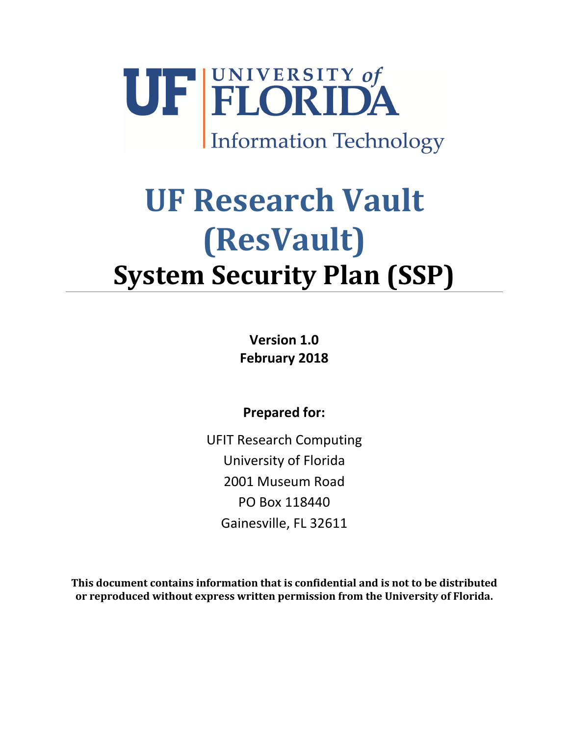UF | UNIVERSITY of FLORIDA
Information Technology

# UF Research Vault (ResVault)

# System Security Plan (SSP)

**Version 1.0**
**February 2018**

**Prepared for:**

UFIT Research Computing
University of Florida
2001 Museum Road
PO Box 118440
Gainesville, FL 32611

**This document contains information that is confidential and is not to be distributed or reproduced without express written permission from the University of Florida.**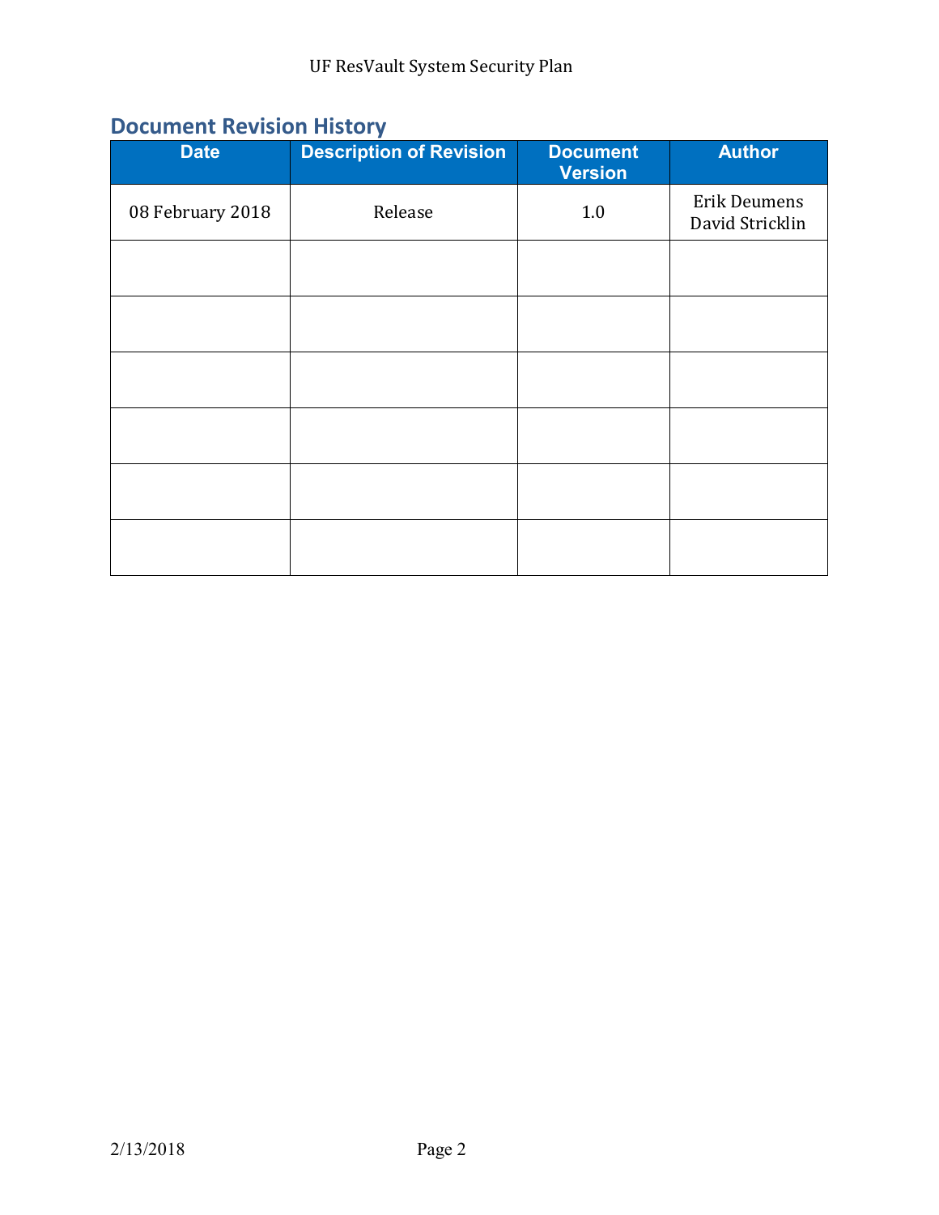## Document Revision History

| Date | Description of Revision | Document Version | Author |
| --- | --- | --- | --- |
| 08 February 2018 | Release | 1.0 | Erik Deumens<br>David Stricklin |
| | | | |
| | | | |
| | | | |
| | | | |
| | | | |
| | | | |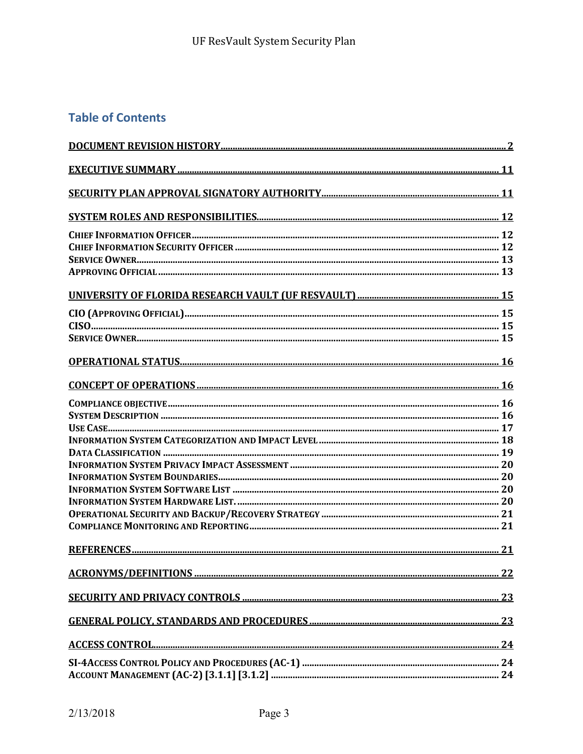## Table of Contents

**DOCUMENT REVISION HISTORY** .......... 2

**EXECUTIVE SUMMARY** .......... 11

**SECURITY PLAN APPROVAL SIGNATORY AUTHORITY** .......... 11

**SYSTEM ROLES AND RESPONSIBILITIES** .......... 12

- CHIEF INFORMATION OFFICER .......... 12
- CHIEF INFORMATION SECURITY OFFICER .......... 12
- SERVICE OWNER .......... 13
- APPROVING OFFICIAL .......... 13

**UNIVERSITY OF FLORIDA RESEARCH VAULT (UF RESVAULT)** .......... 15

- CIO (APPROVING OFFICIAL) .......... 15
- CISO .......... 15
- SERVICE OWNER .......... 15

**OPERATIONAL STATUS** .......... 16

**CONCEPT OF OPERATIONS** .......... 16

- COMPLIANCE OBJECTIVE .......... 16
- SYSTEM DESCRIPTION .......... 16
- USE CASE .......... 17
- INFORMATION SYSTEM CATEGORIZATION AND IMPACT LEVEL .......... 18
- DATA CLASSIFICATION .......... 19
- INFORMATION SYSTEM PRIVACY IMPACT ASSESSMENT .......... 20
- INFORMATION SYSTEM BOUNDARIES .......... 20
- INFORMATION SYSTEM SOFTWARE LIST .......... 20
- INFORMATION SYSTEM HARDWARE LIST. .......... 20
- OPERATIONAL SECURITY AND BACKUP/RECOVERY STRATEGY .......... 21
- COMPLIANCE MONITORING AND REPORTING .......... 21

**REFERENCES** .......... 21

**ACRONYMS/DEFINITIONS** .......... 22

**SECURITY AND PRIVACY CONTROLS** .......... 23

**GENERAL POLICY, STANDARDS AND PROCEDURES** .......... 23

**ACCESS CONTROL** .......... 24

- SI-4ACCESS CONTROL POLICY AND PROCEDURES (AC-1) .......... 24
- ACCOUNT MANAGEMENT (AC-2) [3.1.1] [3.1.2] .......... 24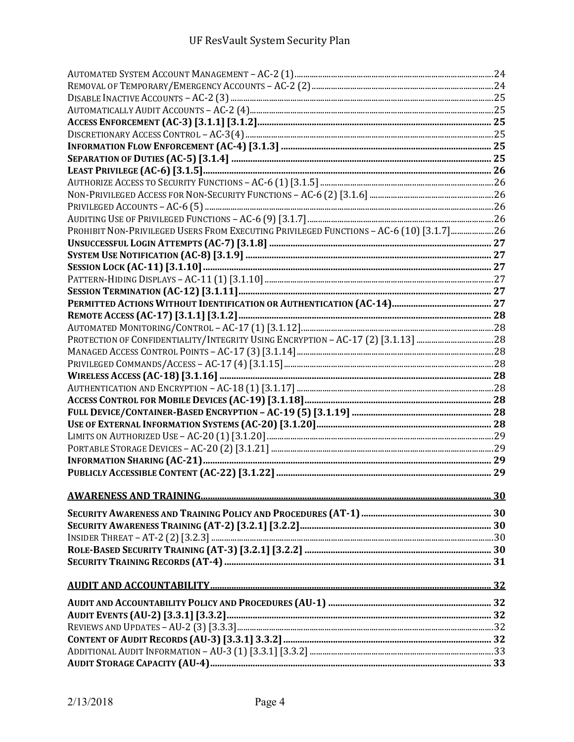AUTOMATED SYSTEM ACCOUNT MANAGEMENT – AC-2 (1) ... 24
REMOVAL OF TEMPORARY/EMERGENCY ACCOUNTS – AC-2 (2) ... 24
DISABLE INACTIVE ACCOUNTS – AC-2 (3) ... 25
AUTOMATICALLY AUDIT ACCOUNTS – AC-2 (4) ... 25
**ACCESS ENFORCEMENT (AC-3) [3.1.1] [3.1.2] ... 25**
DISCRETIONARY ACCESS CONTROL – AC-3(4) ... 25
**INFORMATION FLOW ENFORCEMENT (AC-4) [3.1.3] ... 25**
**SEPARATION OF DUTIES (AC-5) [3.1.4] ... 25**
**LEAST PRIVILEGE (AC-6) [3.1.5] ... 26**
AUTHORIZE ACCESS TO SECURITY FUNCTIONS – AC-6 (1) [3.1.5] ... 26
NON-PRIVILEGED ACCESS FOR NON-SECURITY FUNCTIONS – AC-6 (2) [3.1.6] ... 26
PRIVILEGED ACCOUNTS – AC-6 (5) ... 26
AUDITING USE OF PRIVILEGED FUNCTIONS – AC-6 (9) [3.1.7] ... 26
PROHIBIT NON-PRIVILEGED USERS FROM EXECUTING PRIVILEGED FUNCTIONS – AC-6 (10) [3.1.7] ... 26
**UNSUCCESSFUL LOGIN ATTEMPTS (AC-7) [3.1.8] ... 27**
**SYSTEM USE NOTIFICATION (AC-8) [3.1.9] ... 27**
**SESSION LOCK (AC-11) [3.1.10] ... 27**
PATTERN-HIDING DISPLAYS – AC-11 (1) [3.1.10] ... 27
**SESSION TERMINATION (AC-12) [3.1.11] ... 27**
**PERMITTED ACTIONS WITHOUT IDENTIFICATION OR AUTHENTICATION (AC-14) ... 27**
**REMOTE ACCESS (AC-17) [3.1.1] [3.1.2] ... 28**
AUTOMATED MONITORING/CONTROL – AC-17 (1) [3.1.12] ... 28
PROTECTION OF CONFIDENTIALITY/INTEGRITY USING ENCRYPTION – AC-17 (2) [3.1.13] ... 28
MANAGED ACCESS CONTROL POINTS – AC-17 (3) [3.1.14] ... 28
PRIVILEGED COMMANDS/ACCESS – AC-17 (4) [3.1.15] ... 28
**WIRELESS ACCESS (AC-18) [3.1.16] ... 28**
AUTHENTICATION AND ENCRYPTION – AC-18 (1) [3.1.17] ... 28
**ACCESS CONTROL FOR MOBILE DEVICES (AC-19) [3.1.18] ... 28**
**FULL DEVICE/CONTAINER-BASED ENCRYPTION – AC-19 (5) [3.1.19] ... 28**
**USE OF EXTERNAL INFORMATION SYSTEMS (AC-20) [3.1.20] ... 28**
LIMITS ON AUTHORIZED USE – AC-20 (1) [3.1.20] ... 29
PORTABLE STORAGE DEVICES – AC-20 (2) [3.1.21] ... 29
**INFORMATION SHARING (AC-21) ... 29**
**PUBLICLY ACCESSIBLE CONTENT (AC-22) [3.1.22] ... 29**

**AWARENESS AND TRAINING ... 30**

**SECURITY AWARENESS AND TRAINING POLICY AND PROCEDURES (AT-1) ... 30**
**SECURITY AWARENESS TRAINING (AT-2) [3.2.1] [3.2.2] ... 30**
INSIDER THREAT – AT-2 (2) [3.2.3] ... 30
**ROLE-BASED SECURITY TRAINING (AT-3) [3.2.1] [3.2.2] ... 30**
**SECURITY TRAINING RECORDS (AT-4) ... 31**

**AUDIT AND ACCOUNTABILITY ... 32**

**AUDIT AND ACCOUNTABILITY POLICY AND PROCEDURES (AU-1) ... 32**
**AUDIT EVENTS (AU-2) [3.3.1] [3.3.2] ... 32**
REVIEWS AND UPDATES – AU-2 (3) [3.3.3] ... 32
**CONTENT OF AUDIT RECORDS (AU-3) [3.3.1] 3.3.2] ... 32**
ADDITIONAL AUDIT INFORMATION – AU-3 (1) [3.3.1] [3.3.2] ... 33
**AUDIT STORAGE CAPACITY (AU-4) ... 33**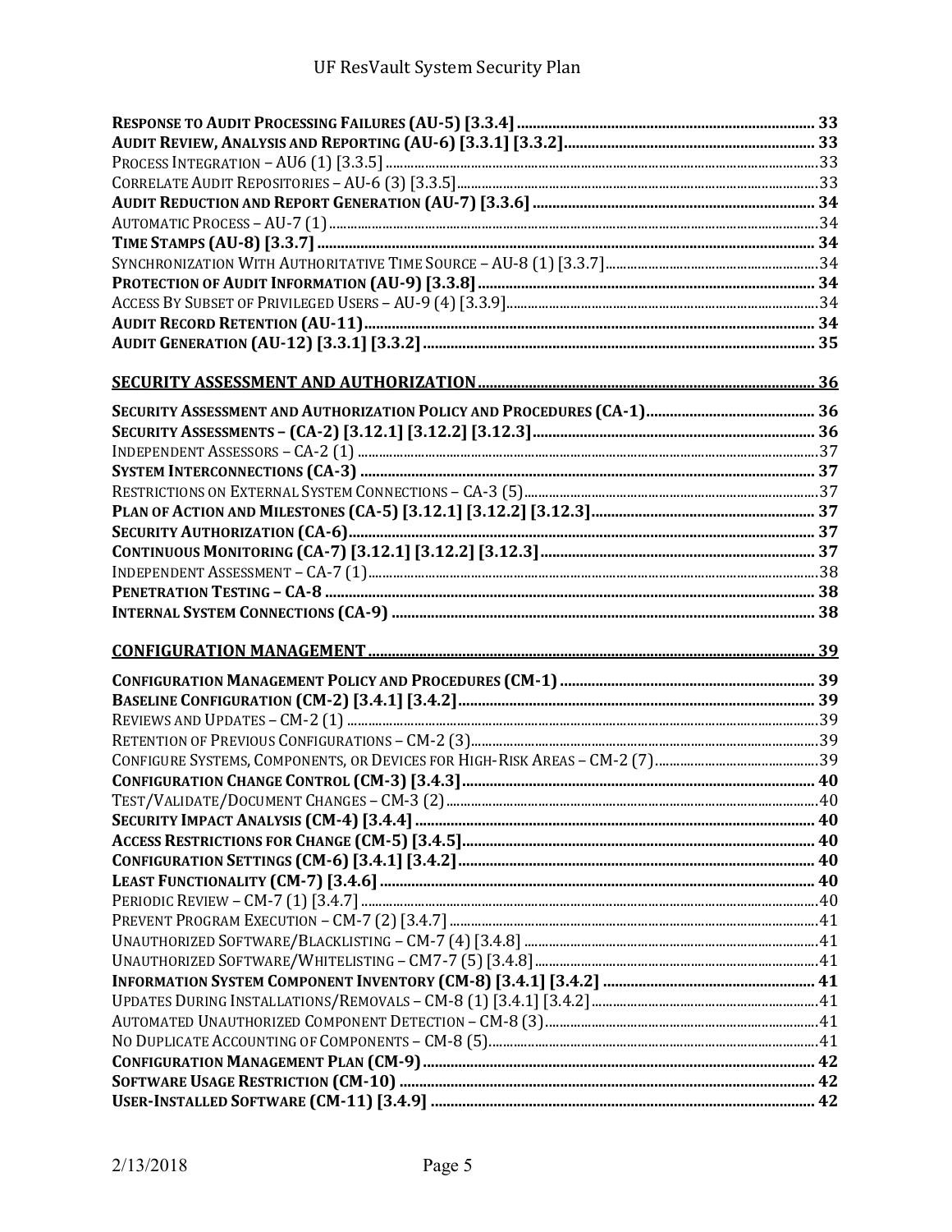**Response to Audit Processing Failures (AU-5) [3.3.4] .......... 33**
**Audit Review, Analysis and Reporting (AU-6) [3.3.1] [3.3.2] .......... 33**
Process Integration – AU6 (1) [3.3.5] .......... 33
Correlate Audit Repositories – AU-6 (3) [3.3.5] .......... 33
**Audit Reduction and Report Generation (AU-7) [3.3.6] .......... 34**
Automatic Process – AU-7 (1) .......... 34
**Time Stamps (AU-8) [3.3.7] .......... 34**
Synchronization With Authoritative Time Source – AU-8 (1) [3.3.7] .......... 34
**Protection of Audit Information (AU-9) [3.3.8] .......... 34**
Access By Subset of Privileged Users – AU-9 (4) [3.3.9] .......... 34
**Audit Record Retention (AU-11) .......... 34**
**Audit Generation (AU-12) [3.3.1] [3.3.2] .......... 35**

**SECURITY ASSESSMENT AND AUTHORIZATION .......... 36**

**Security Assessment and Authorization Policy and Procedures (CA-1) .......... 36**
**Security Assessments – (CA-2) [3.12.1] [3.12.2] [3.12.3] .......... 36**
Independent Assessors – CA-2 (1) .......... 37
**System Interconnections (CA-3) .......... 37**
Restrictions on External System Connections – CA-3 (5) .......... 37
**Plan of Action and Milestones (CA-5) [3.12.1] [3.12.2] [3.12.3] .......... 37**
**Security Authorization (CA-6) .......... 37**
**Continuous Monitoring (CA-7) [3.12.1] [3.12.2] [3.12.3] .......... 37**
Independent Assessment – CA-7 (1) .......... 38
**Penetration Testing – CA-8 .......... 38**
**Internal System Connections (CA-9) .......... 38**

**CONFIGURATION MANAGEMENT .......... 39**

**Configuration Management Policy and Procedures (CM-1) .......... 39**
**Baseline Configuration (CM-2) [3.4.1] [3.4.2] .......... 39**
Reviews and Updates – CM-2 (1) .......... 39
Retention of Previous Configurations – CM-2 (3) .......... 39
Configure Systems, Components, or Devices for High-Risk Areas – CM-2 (7) .......... 39
**Configuration Change Control (CM-3) [3.4.3] .......... 40**
Test/Validate/Document Changes – CM-3 (2) .......... 40
**Security Impact Analysis (CM-4) [3.4.4] .......... 40**
**Access Restrictions for Change (CM-5) [3.4.5] .......... 40**
**Configuration Settings (CM-6) [3.4.1] [3.4.2] .......... 40**
**Least Functionality (CM-7) [3.4.6] .......... 40**
Periodic Review – CM-7 (1) [3.4.7] .......... 40
Prevent Program Execution – CM-7 (2) [3.4.7] .......... 41
Unauthorized Software/Blacklisting – CM-7 (4) [3.4.8] .......... 41
Unauthorized Software/Whitelisting – CM7-7 (5) [3.4.8] .......... 41
**Information System Component Inventory (CM-8) [3.4.1] [3.4.2] .......... 41**
Updates During Installations/Removals – CM-8 (1) [3.4.1] [3.4.2] .......... 41
Automated Unauthorized Component Detection – CM-8 (3) .......... 41
No Duplicate Accounting of Components – CM-8 (5) .......... 41
**Configuration Management Plan (CM-9) .......... 42**
**Software Usage Restriction (CM-10) .......... 42**
**User-Installed Software (CM-11) [3.4.9] .......... 42**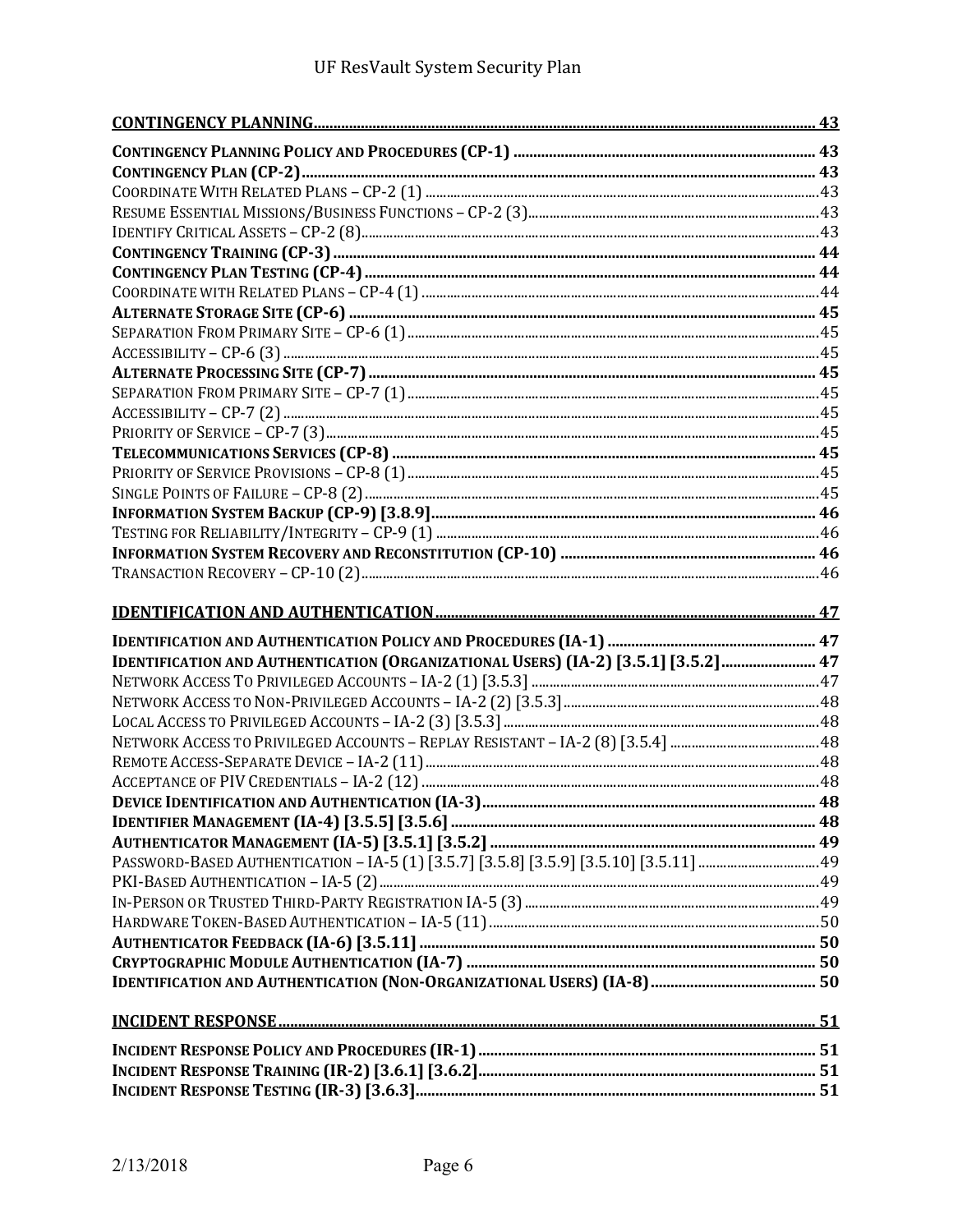**CONTINGENCY PLANNING** ..... 43

**CONTINGENCY PLANNING POLICY AND PROCEDURES (CP-1)** ..... 43
**CONTINGENCY PLAN (CP-2)** ..... 43
COORDINATE WITH RELATED PLANS – CP-2 (1) ..... 43
RESUME ESSENTIAL MISSIONS/BUSINESS FUNCTIONS – CP-2 (3) ..... 43
IDENTIFY CRITICAL ASSETS – CP-2 (8) ..... 43
**CONTINGENCY TRAINING (CP-3)** ..... 44
**CONTINGENCY PLAN TESTING (CP-4)** ..... 44
COORDINATE WITH RELATED PLANS – CP-4 (1) ..... 44
**ALTERNATE STORAGE SITE (CP-6)** ..... 45
SEPARATION FROM PRIMARY SITE – CP-6 (1) ..... 45
ACCESSIBILITY – CP-6 (3) ..... 45
**ALTERNATE PROCESSING SITE (CP-7)** ..... 45
SEPARATION FROM PRIMARY SITE – CP-7 (1) ..... 45
ACCESSIBILITY – CP-7 (2) ..... 45
PRIORITY OF SERVICE – CP-7 (3) ..... 45
**TELECOMMUNICATIONS SERVICES (CP-8)** ..... 45
PRIORITY OF SERVICE PROVISIONS – CP-8 (1) ..... 45
SINGLE POINTS OF FAILURE – CP-8 (2) ..... 45
**INFORMATION SYSTEM BACKUP (CP-9) [3.8.9]** ..... 46
TESTING FOR RELIABILITY/INTEGRITY – CP-9 (1) ..... 46
**INFORMATION SYSTEM RECOVERY AND RECONSTITUTION (CP-10)** ..... 46
TRANSACTION RECOVERY – CP-10 (2) ..... 46

**IDENTIFICATION AND AUTHENTICATION** ..... 47

**IDENTIFICATION AND AUTHENTICATION POLICY AND PROCEDURES (IA-1)** ..... 47
**IDENTIFICATION AND AUTHENTICATION (ORGANIZATIONAL USERS) (IA-2) [3.5.1] [3.5.2]** ..... 47
NETWORK ACCESS TO PRIVILEGED ACCOUNTS – IA-2 (1) [3.5.3] ..... 47
NETWORK ACCESS TO NON-PRIVILEGED ACCOUNTS – IA-2 (2) [3.5.3] ..... 48
LOCAL ACCESS TO PRIVILEGED ACCOUNTS – IA-2 (3) [3.5.3] ..... 48
NETWORK ACCESS TO PRIVILEGED ACCOUNTS – REPLAY RESISTANT – IA-2 (8) [3.5.4] ..... 48
REMOTE ACCESS-SEPARATE DEVICE – IA-2 (11) ..... 48
ACCEPTANCE OF PIV CREDENTIALS – IA-2 (12) ..... 48
**DEVICE IDENTIFICATION AND AUTHENTICATION (IA-3)** ..... 48
**IDENTIFIER MANAGEMENT (IA-4) [3.5.5] [3.5.6]** ..... 48
**AUTHENTICATOR MANAGEMENT (IA-5) [3.5.1] [3.5.2]** ..... 49
PASSWORD-BASED AUTHENTICATION – IA-5 (1) [3.5.7] [3.5.8] [3.5.9] [3.5.10] [3.5.11] ..... 49
PKI-BASED AUTHENTICATION – IA-5 (2) ..... 49
IN-PERSON OR TRUSTED THIRD-PARTY REGISTRATION IA-5 (3) ..... 49
HARDWARE TOKEN-BASED AUTHENTICATION – IA-5 (11) ..... 50
**AUTHENTICATOR FEEDBACK (IA-6) [3.5.11]** ..... 50
**CRYPTOGRAPHIC MODULE AUTHENTICATION (IA-7)** ..... 50
**IDENTIFICATION AND AUTHENTICATION (NON-ORGANIZATIONAL USERS) (IA-8)** ..... 50

**INCIDENT RESPONSE** ..... 51

**INCIDENT RESPONSE POLICY AND PROCEDURES (IR-1)** ..... 51
**INCIDENT RESPONSE TRAINING (IR-2) [3.6.1] [3.6.2]** ..... 51
**INCIDENT RESPONSE TESTING (IR-3) [3.6.3]** ..... 51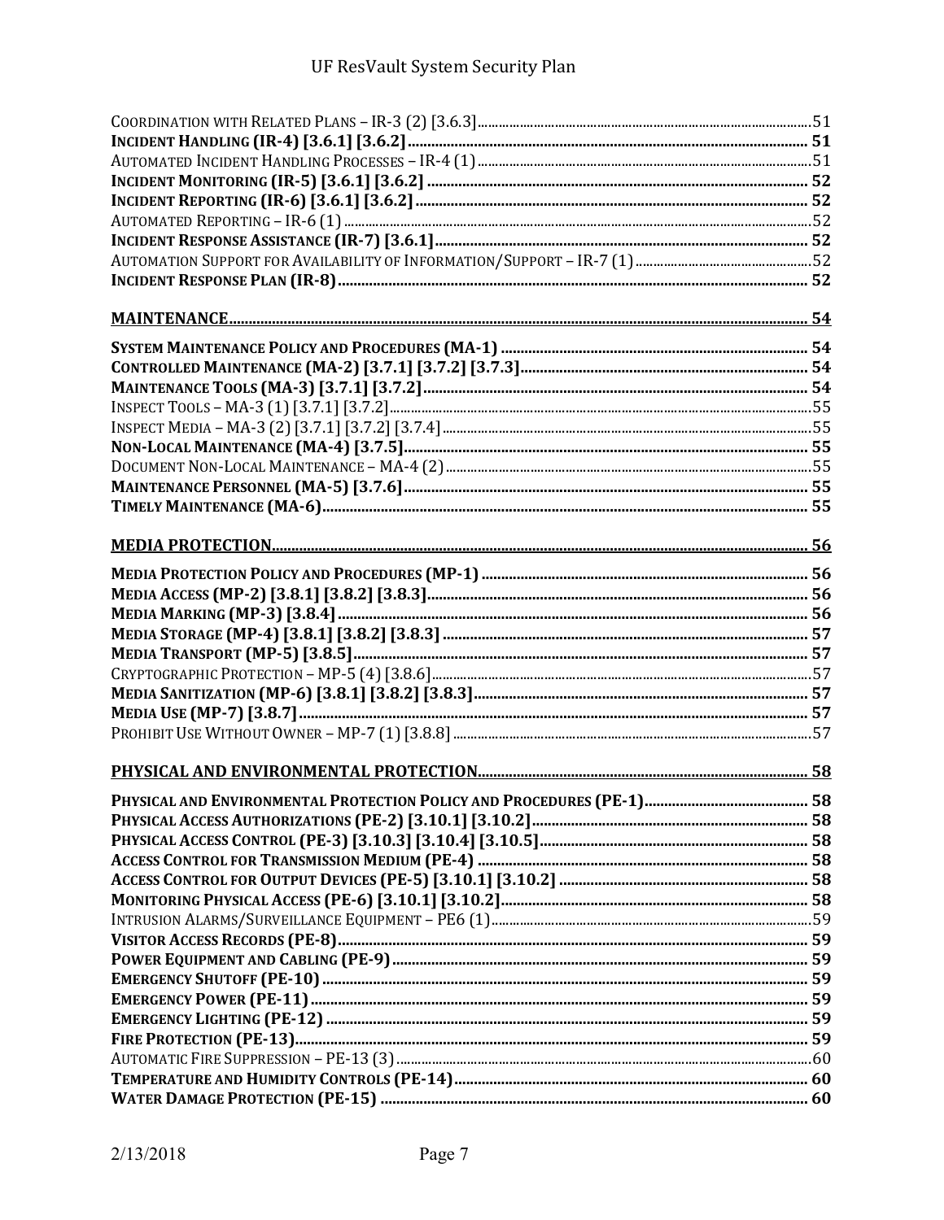COORDINATION WITH RELATED PLANS – IR-3 (2) [3.6.3] ..... 51
**INCIDENT HANDLING (IR-4) [3.6.1] [3.6.2] ..... 51**
AUTOMATED INCIDENT HANDLING PROCESSES – IR-4 (1) ..... 51
**INCIDENT MONITORING (IR-5) [3.6.1] [3.6.2] ..... 52**
**INCIDENT REPORTING (IR-6) [3.6.1] [3.6.2] ..... 52**
AUTOMATED REPORTING – IR-6 (1) ..... 52
**INCIDENT RESPONSE ASSISTANCE (IR-7) [3.6.1] ..... 52**
AUTOMATION SUPPORT FOR AVAILABILITY OF INFORMATION/SUPPORT – IR-7 (1) ..... 52
**INCIDENT RESPONSE PLAN (IR-8) ..... 52**

**MAINTENANCE ..... 54**

**SYSTEM MAINTENANCE POLICY AND PROCEDURES (MA-1) ..... 54**
**CONTROLLED MAINTENANCE (MA-2) [3.7.1] [3.7.2] [3.7.3] ..... 54**
**MAINTENANCE TOOLS (MA-3) [3.7.1] [3.7.2] ..... 54**
INSPECT TOOLS – MA-3 (1) [3.7.1] [3.7.2] ..... 55
INSPECT MEDIA – MA-3 (2) [3.7.1] [3.7.2] [3.7.4] ..... 55
**NON-LOCAL MAINTENANCE (MA-4) [3.7.5] ..... 55**
DOCUMENT NON-LOCAL MAINTENANCE – MA-4 (2) ..... 55
**MAINTENANCE PERSONNEL (MA-5) [3.7.6] ..... 55**
**TIMELY MAINTENANCE (MA-6) ..... 55**

**MEDIA PROTECTION ..... 56**

**MEDIA PROTECTION POLICY AND PROCEDURES (MP-1) ..... 56**
**MEDIA ACCESS (MP-2) [3.8.1] [3.8.2] [3.8.3] ..... 56**
**MEDIA MARKING (MP-3) [3.8.4] ..... 56**
**MEDIA STORAGE (MP-4) [3.8.1] [3.8.2] [3.8.3] ..... 57**
**MEDIA TRANSPORT (MP-5) [3.8.5] ..... 57**
CRYPTOGRAPHIC PROTECTION – MP-5 (4) [3.8.6] ..... 57
**MEDIA SANITIZATION (MP-6) [3.8.1] [3.8.2] [3.8.3] ..... 57**
**MEDIA USE (MP-7) [3.8.7] ..... 57**
PROHIBIT USE WITHOUT OWNER – MP-7 (1) [3.8.8] ..... 57

**PHYSICAL AND ENVIRONMENTAL PROTECTION ..... 58**

**PHYSICAL AND ENVIRONMENTAL PROTECTION POLICY AND PROCEDURES (PE-1) ..... 58**
**PHYSICAL ACCESS AUTHORIZATIONS (PE-2) [3.10.1] [3.10.2] ..... 58**
**PHYSICAL ACCESS CONTROL (PE-3) [3.10.3] [3.10.4] [3.10.5] ..... 58**
**ACCESS CONTROL FOR TRANSMISSION MEDIUM (PE-4) ..... 58**
**ACCESS CONTROL FOR OUTPUT DEVICES (PE-5) [3.10.1] [3.10.2] ..... 58**
**MONITORING PHYSICAL ACCESS (PE-6) [3.10.1] [3.10.2] ..... 58**
INTRUSION ALARMS/SURVEILLANCE EQUIPMENT – PE6 (1) ..... 59
**VISITOR ACCESS RECORDS (PE-8) ..... 59**
**POWER EQUIPMENT AND CABLING (PE-9) ..... 59**
**EMERGENCY SHUTOFF (PE-10) ..... 59**
**EMERGENCY POWER (PE-11) ..... 59**
**EMERGENCY LIGHTING (PE-12) ..... 59**
**FIRE PROTECTION (PE-13) ..... 59**
AUTOMATIC FIRE SUPPRESSION – PE-13 (3) ..... 60
**TEMPERATURE AND HUMIDITY CONTROLS (PE-14) ..... 60**
**WATER DAMAGE PROTECTION (PE-15) ..... 60**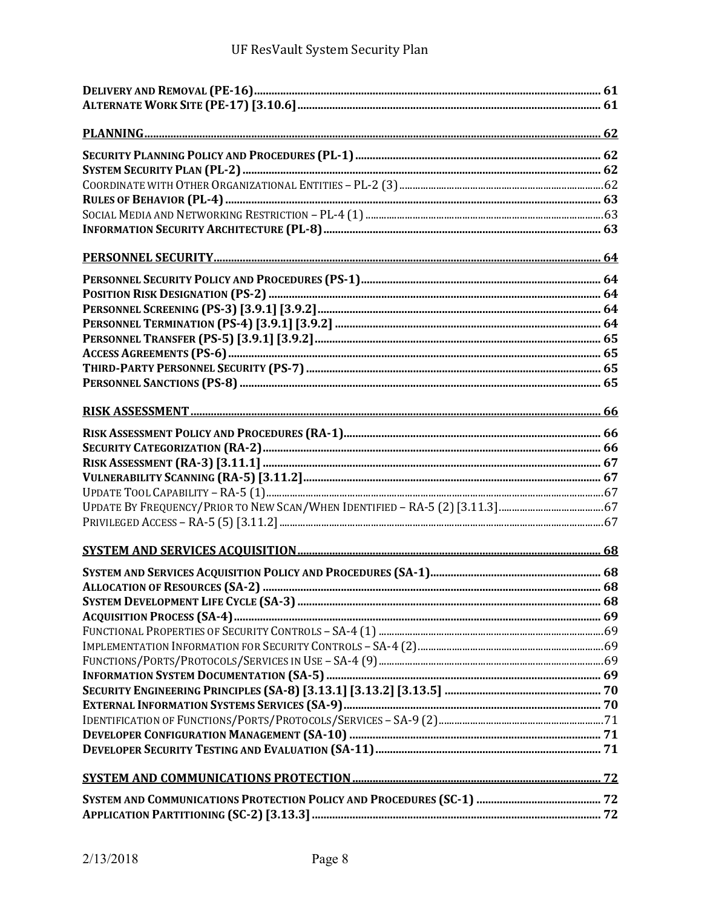**Delivery and Removal (PE-16)** ........................................................................................................ 61
**Alternate Work Site (PE-17) [3.10.6]** ........................................................................................... 61

**PLANNING** ........................................................................................................................................ 62

**Security Planning Policy and Procedures (PL-1)** ............................................................................ 62
**System Security Plan (PL-2)** ............................................................................................................ 62
Coordinate with Other Organizational Entities – PL-2 (3) ............................................................... 62
**Rules of Behavior (PL-4)** ................................................................................................................. 63
Social Media and Networking Restriction – PL-4 (1) ........................................................................ 63
**Information Security Architecture (PL-8)** ...................................................................................... 63

**PERSONNEL SECURITY** .................................................................................................................... 64

**Personnel Security Policy and Procedures (PS-1)** .......................................................................... 64
**Position Risk Designation (PS-2)** .................................................................................................... 64
**Personnel Screening (PS-3) [3.9.1] [3.9.2]** ..................................................................................... 64
**Personnel Termination (PS-4) [3.9.1] [3.9.2]** ................................................................................. 64
**Personnel Transfer (PS-5) [3.9.1] [3.9.2]** ........................................................................................ 65
**Access Agreements (PS-6)** .............................................................................................................. 65
**Third-Party Personnel Security (PS-7)** ............................................................................................ 65
**Personnel Sanctions (PS-8)** ............................................................................................................. 65

**RISK ASSESSMENT** ........................................................................................................................... 66

**Risk Assessment Policy and Procedures (RA-1)** ............................................................................. 66
**Security Categorization (RA-2)** ...................................................................................................... 66
**Risk Assessment (RA-3) [3.11.1]** ..................................................................................................... 67
**Vulnerability Scanning (RA-5) [3.11.2]** .......................................................................................... 67
Update Tool Capability – RA-5 (1) ...................................................................................................... 67
Update By Frequency/Prior to New Scan/When Identified – RA-5 (2) [3.11.3] ............................... 67
Privileged Access – RA-5 (5) [3.11.2] ................................................................................................. 67

**SYSTEM AND SERVICES ACQUISITION** ........................................................................................... 68

**System and Services Acquisition Policy and Procedures (SA-1)** .................................................. 68
**Allocation of Resources (SA-2)** ....................................................................................................... 68
**System Development Life Cycle (SA-3)** .......................................................................................... 68
**Acquisition Process (SA-4)** ............................................................................................................. 69
Functional Properties of Security Controls – SA-4 (1) ..................................................................... 69
Implementation Information for Security Controls – SA-4 (2) ........................................................ 69
Functions/Ports/Protocols/Services in Use – SA-4 (9) ..................................................................... 69
**Information System Documentation (SA-5)** ................................................................................... 69
**Security Engineering Principles (SA-8) [3.13.1] [3.13.2] [3.13.5]** ................................................. 70
**External Information Systems Services (SA-9)** .............................................................................. 70
Identification of Functions/Ports/Protocols/Services – SA-9 (2) .................................................... 71
**Developer Configuration Management (SA-10)** ............................................................................ 71
**Developer Security Testing and Evaluation (SA-11)** ..................................................................... 71

**SYSTEM AND COMMUNICATIONS PROTECTION** .......................................................................... 72

**System and Communications Protection Policy and Procedures (SC-1)** ...................................... 72
**Application Partitioning (SC-2) [3.13.3]** ......................................................................................... 72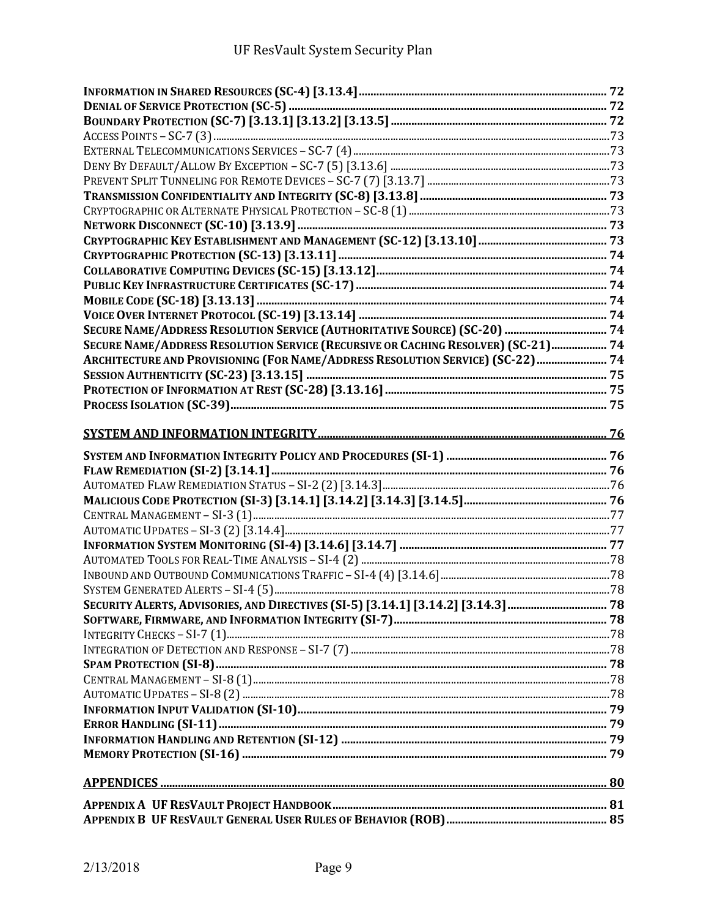**INFORMATION IN SHARED RESOURCES (SC-4) [3.13.4]** ..... 72
**DENIAL OF SERVICE PROTECTION (SC-5)** ..... 72
**BOUNDARY PROTECTION (SC-7) [3.13.1] [3.13.2] [3.13.5]** ..... 72
ACCESS POINTS – SC-7 (3) ..... 73
EXTERNAL TELECOMMUNICATIONS SERVICES – SC-7 (4) ..... 73
DENY BY DEFAULT/ALLOW BY EXCEPTION – SC-7 (5) [3.13.6] ..... 73
PREVENT SPLIT TUNNELING FOR REMOTE DEVICES – SC-7 (7) [3.13.7] ..... 73
**TRANSMISSION CONFIDENTIALITY AND INTEGRITY (SC-8) [3.13.8]** ..... 73
CRYPTOGRAPHIC OR ALTERNATE PHYSICAL PROTECTION – SC-8 (1) ..... 73
**NETWORK DISCONNECT (SC-10) [3.13.9]** ..... 73
**CRYPTOGRAPHIC KEY ESTABLISHMENT AND MANAGEMENT (SC-12) [3.13.10]** ..... 73
**CRYPTOGRAPHIC PROTECTION (SC-13) [3.13.11]** ..... 74
**COLLABORATIVE COMPUTING DEVICES (SC-15) [3.13.12]** ..... 74
**PUBLIC KEY INFRASTRUCTURE CERTIFICATES (SC-17)** ..... 74
**MOBILE CODE (SC-18) [3.13.13]** ..... 74
**VOICE OVER INTERNET PROTOCOL (SC-19) [3.13.14]** ..... 74
**SECURE NAME/ADDRESS RESOLUTION SERVICE (AUTHORITATIVE SOURCE) (SC-20)** ..... 74
**SECURE NAME/ADDRESS RESOLUTION SERVICE (RECURSIVE OR CACHING RESOLVER) (SC-21)** ..... 74
**ARCHITECTURE AND PROVISIONING (FOR NAME/ADDRESS RESOLUTION SERVICE) (SC-22)** ..... 74
**SESSION AUTHENTICITY (SC-23) [3.13.15]** ..... 75
**PROTECTION OF INFORMATION AT REST (SC-28) [3.13.16]** ..... 75
**PROCESS ISOLATION (SC-39)** ..... 75

**SYSTEM AND INFORMATION INTEGRITY** ..... 76

**SYSTEM AND INFORMATION INTEGRITY POLICY AND PROCEDURES (SI-1)** ..... 76
**FLAW REMEDIATION (SI-2) [3.14.1]** ..... 76
AUTOMATED FLAW REMEDIATION STATUS – SI-2 (2) [3.14.3] ..... 76
**MALICIOUS CODE PROTECTION (SI-3) [3.14.1] [3.14.2] [3.14.3] [3.14.5]** ..... 76
CENTRAL MANAGEMENT – SI-3 (1) ..... 77
AUTOMATIC UPDATES – SI-3 (2) [3.14.4] ..... 77
**INFORMATION SYSTEM MONITORING (SI-4) [3.14.6] [3.14.7]** ..... 77
AUTOMATED TOOLS FOR REAL-TIME ANALYSIS – SI-4 (2) ..... 78
INBOUND AND OUTBOUND COMMUNICATIONS TRAFFIC – SI-4 (4) [3.14.6] ..... 78
SYSTEM GENERATED ALERTS – SI-4 (5) ..... 78
**SECURITY ALERTS, ADVISORIES, AND DIRECTIVES (SI-5) [3.14.1] [3.14.2] [3.14.3]** ..... 78
**SOFTWARE, FIRMWARE, AND INFORMATION INTEGRITY (SI-7)** ..... 78
INTEGRITY CHECKS – SI-7 (1) ..... 78
INTEGRATION OF DETECTION AND RESPONSE – SI-7 (7) ..... 78
**SPAM PROTECTION (SI-8)** ..... 78
CENTRAL MANAGEMENT – SI-8 (1) ..... 78
AUTOMATIC UPDATES – SI-8 (2) ..... 78
**INFORMATION INPUT VALIDATION (SI-10)** ..... 79
**ERROR HANDLING (SI-11)** ..... 79
**INFORMATION HANDLING AND RETENTION (SI-12)** ..... 79
**MEMORY PROTECTION (SI-16)** ..... 79

**APPENDICES** ..... 80

**APPENDIX A UF RESVAULT PROJECT HANDBOOK** ..... 81
**APPENDIX B UF RESVAULT GENERAL USER RULES OF BEHAVIOR (ROB)** ..... 85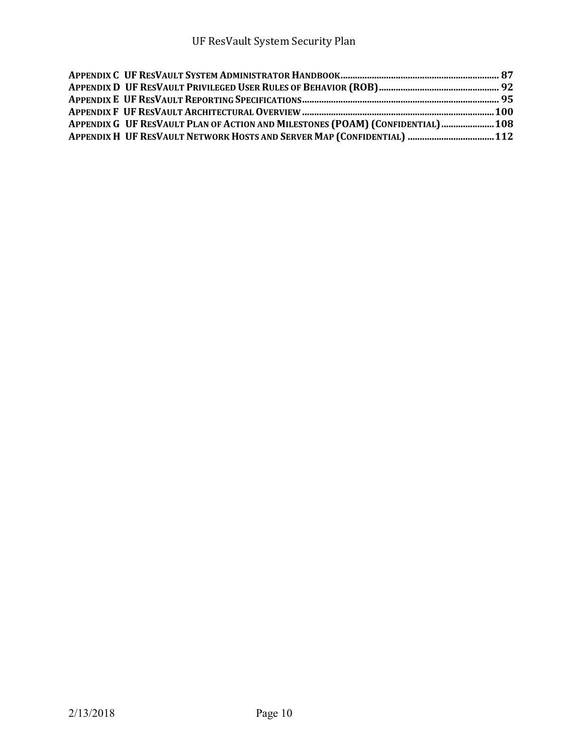**APPENDIX C UF RESVAULT SYSTEM ADMINISTRATOR HANDBOOK** ..................................................................... **87**
**APPENDIX D UF RESVAULT PRIVILEGED USER RULES OF BEHAVIOR (ROB)** ..................................................... **92**
**APPENDIX E UF RESVAULT REPORTING SPECIFICATIONS** ..................................................................................... **95**
**APPENDIX F UF RESVAULT ARCHITECTURAL OVERVIEW** ..................................................................................... **100**
**APPENDIX G UF RESVAULT PLAN OF ACTION AND MILESTONES (POAM) (CONFIDENTIAL)** ...................... **108**
**APPENDIX H UF RESVAULT NETWORK HOSTS AND SERVER MAP (CONFIDENTIAL)** ..................................... **112**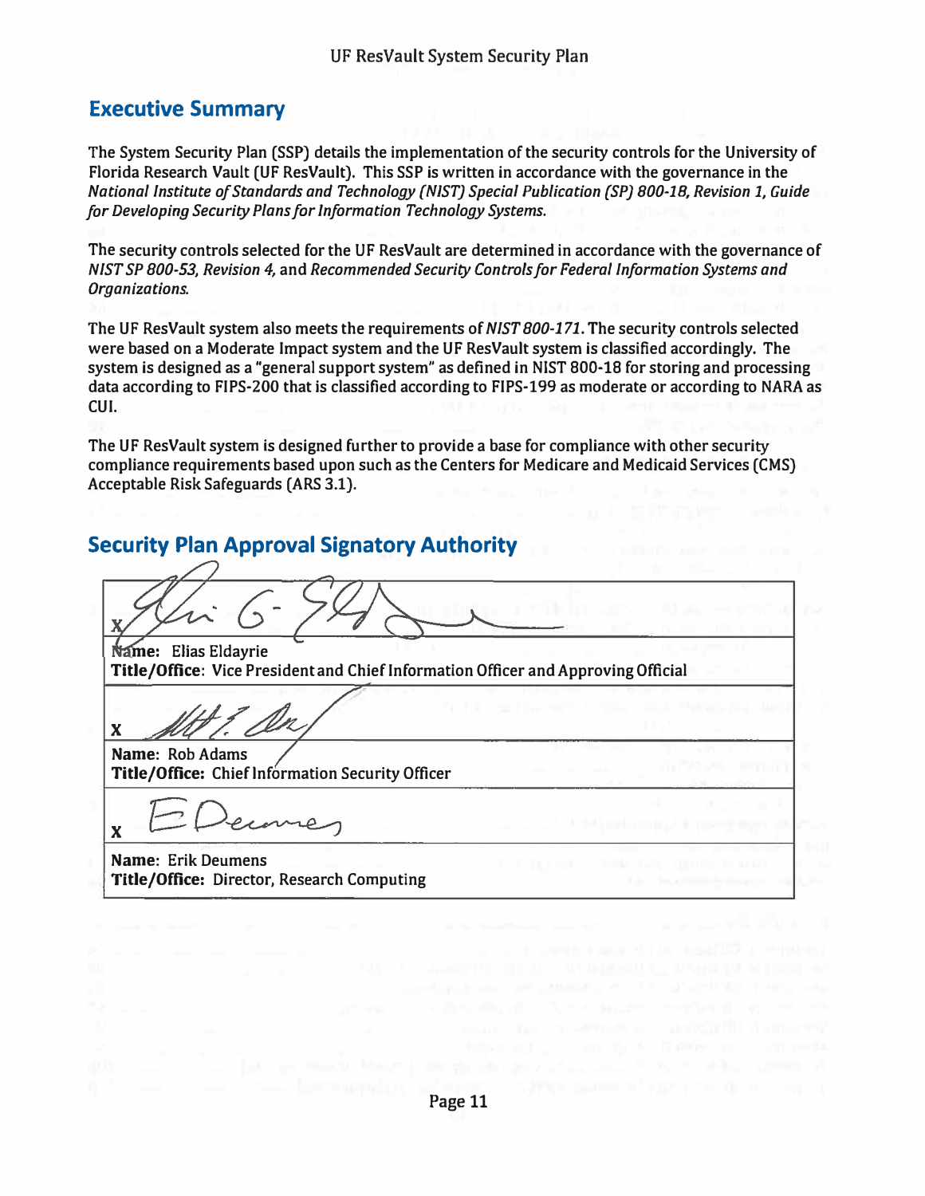## Executive Summary

The System Security Plan (SSP) details the implementation of the security controls for the University of Florida Research Vault (UF ResVault). This SSP is written in accordance with the governance in the *National Institute of Standards and Technology (NIST) Special Publication (SP) 800-18, Revision 1, Guide for Developing Security Plans for Information Technology Systems.*

The security controls selected for the UF ResVault are determined in accordance with the governance of *NIST SP 800-53, Revision 4,* and *Recommended Security Controls for Federal Information Systems and Organizations.*

The UF ResVault system also meets the requirements of *NIST 800-171.* The security controls selected were based on a Moderate Impact system and the UF ResVault system is classified accordingly. The system is designed as a "general support system" as defined in NIST 800-18 for storing and processing data according to FIPS-200 that is classified according to FIPS-199 as moderate or according to NARA as CUI.

The UF ResVault system is designed further to provide a base for compliance with other security compliance requirements based upon such as the Centers for Medicare and Medicaid Services (CMS) Acceptable Risk Safeguards (ARS 3.1).

## Security Plan Approval Signatory Authority

| |
|---|
| X |
| **Name:** Elias Eldayrie<br>**Title/Office:** Vice President and Chief Information Officer and Approving Official |
| X |
| **Name:** Rob Adams<br>**Title/Office:** Chief Information Security Officer |
| X |
| **Name:** Erik Deumens<br>**Title/Office:** Director, Research Computing |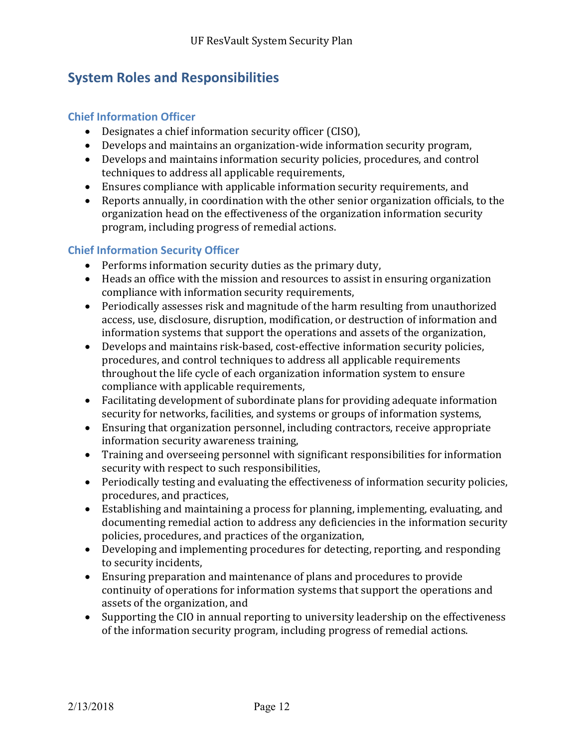## System Roles and Responsibilities

### Chief Information Officer

- Designates a chief information security officer (CISO),
- Develops and maintains an organization-wide information security program,
- Develops and maintains information security policies, procedures, and control techniques to address all applicable requirements,
- Ensures compliance with applicable information security requirements, and
- Reports annually, in coordination with the other senior organization officials, to the organization head on the effectiveness of the organization information security program, including progress of remedial actions.

### Chief Information Security Officer

- Performs information security duties as the primary duty,
- Heads an office with the mission and resources to assist in ensuring organization compliance with information security requirements,
- Periodically assesses risk and magnitude of the harm resulting from unauthorized access, use, disclosure, disruption, modification, or destruction of information and information systems that support the operations and assets of the organization,
- Develops and maintains risk-based, cost-effective information security policies, procedures, and control techniques to address all applicable requirements throughout the life cycle of each organization information system to ensure compliance with applicable requirements,
- Facilitating development of subordinate plans for providing adequate information security for networks, facilities, and systems or groups of information systems,
- Ensuring that organization personnel, including contractors, receive appropriate information security awareness training,
- Training and overseeing personnel with significant responsibilities for information security with respect to such responsibilities,
- Periodically testing and evaluating the effectiveness of information security policies, procedures, and practices,
- Establishing and maintaining a process for planning, implementing, evaluating, and documenting remedial action to address any deficiencies in the information security policies, procedures, and practices of the organization,
- Developing and implementing procedures for detecting, reporting, and responding to security incidents,
- Ensuring preparation and maintenance of plans and procedures to provide continuity of operations for information systems that support the operations and assets of the organization, and
- Supporting the CIO in annual reporting to university leadership on the effectiveness of the information security program, including progress of remedial actions.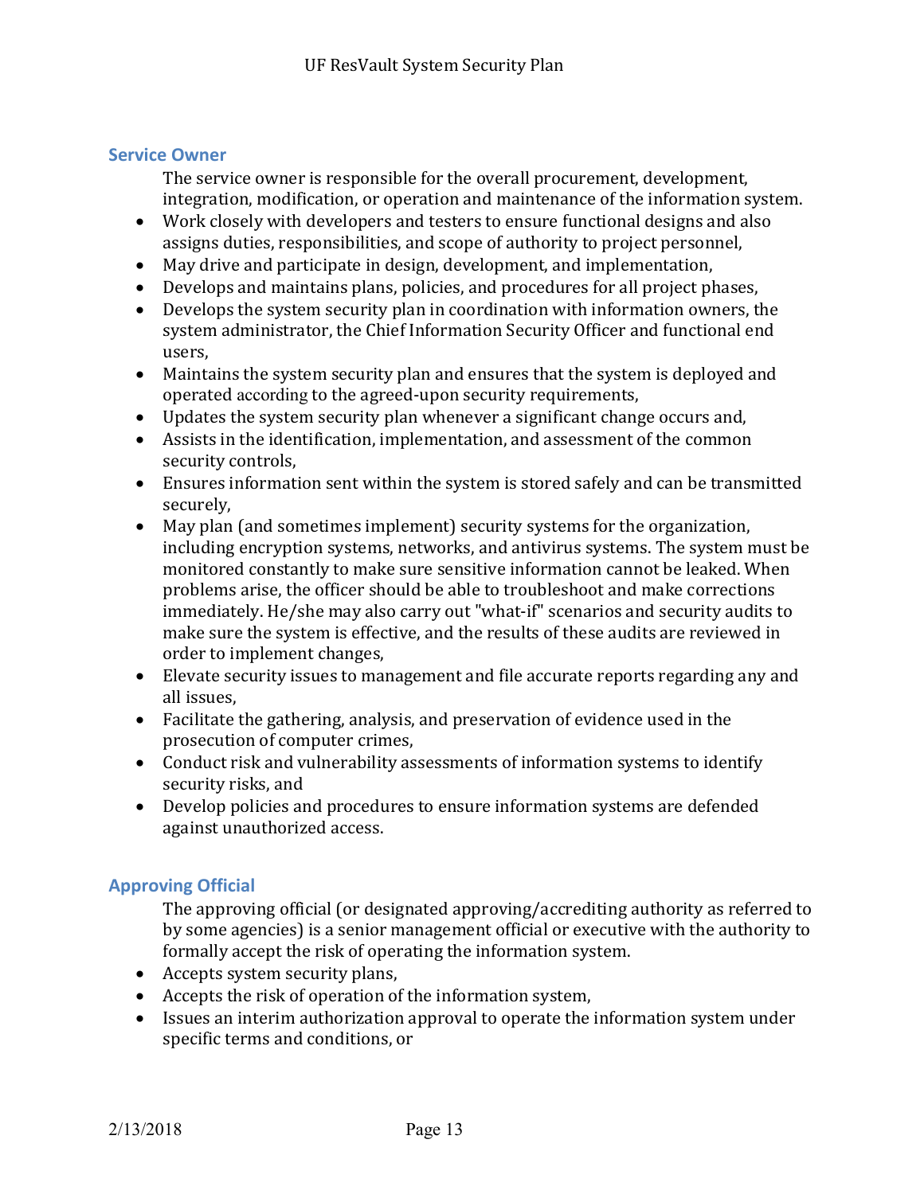### Service Owner

The service owner is responsible for the overall procurement, development, integration, modification, or operation and maintenance of the information system.

- Work closely with developers and testers to ensure functional designs and also assigns duties, responsibilities, and scope of authority to project personnel,
- May drive and participate in design, development, and implementation,
- Develops and maintains plans, policies, and procedures for all project phases,
- Develops the system security plan in coordination with information owners, the system administrator, the Chief Information Security Officer and functional end users,
- Maintains the system security plan and ensures that the system is deployed and operated according to the agreed-upon security requirements,
- Updates the system security plan whenever a significant change occurs and,
- Assists in the identification, implementation, and assessment of the common security controls,
- Ensures information sent within the system is stored safely and can be transmitted securely,
- May plan (and sometimes implement) security systems for the organization, including encryption systems, networks, and antivirus systems. The system must be monitored constantly to make sure sensitive information cannot be leaked. When problems arise, the officer should be able to troubleshoot and make corrections immediately. He/she may also carry out "what-if" scenarios and security audits to make sure the system is effective, and the results of these audits are reviewed in order to implement changes,
- Elevate security issues to management and file accurate reports regarding any and all issues,
- Facilitate the gathering, analysis, and preservation of evidence used in the prosecution of computer crimes,
- Conduct risk and vulnerability assessments of information systems to identify security risks, and
- Develop policies and procedures to ensure information systems are defended against unauthorized access.

### Approving Official

The approving official (or designated approving/accrediting authority as referred to by some agencies) is a senior management official or executive with the authority to formally accept the risk of operating the information system.

- Accepts system security plans,
- Accepts the risk of operation of the information system,
- Issues an interim authorization approval to operate the information system under specific terms and conditions, or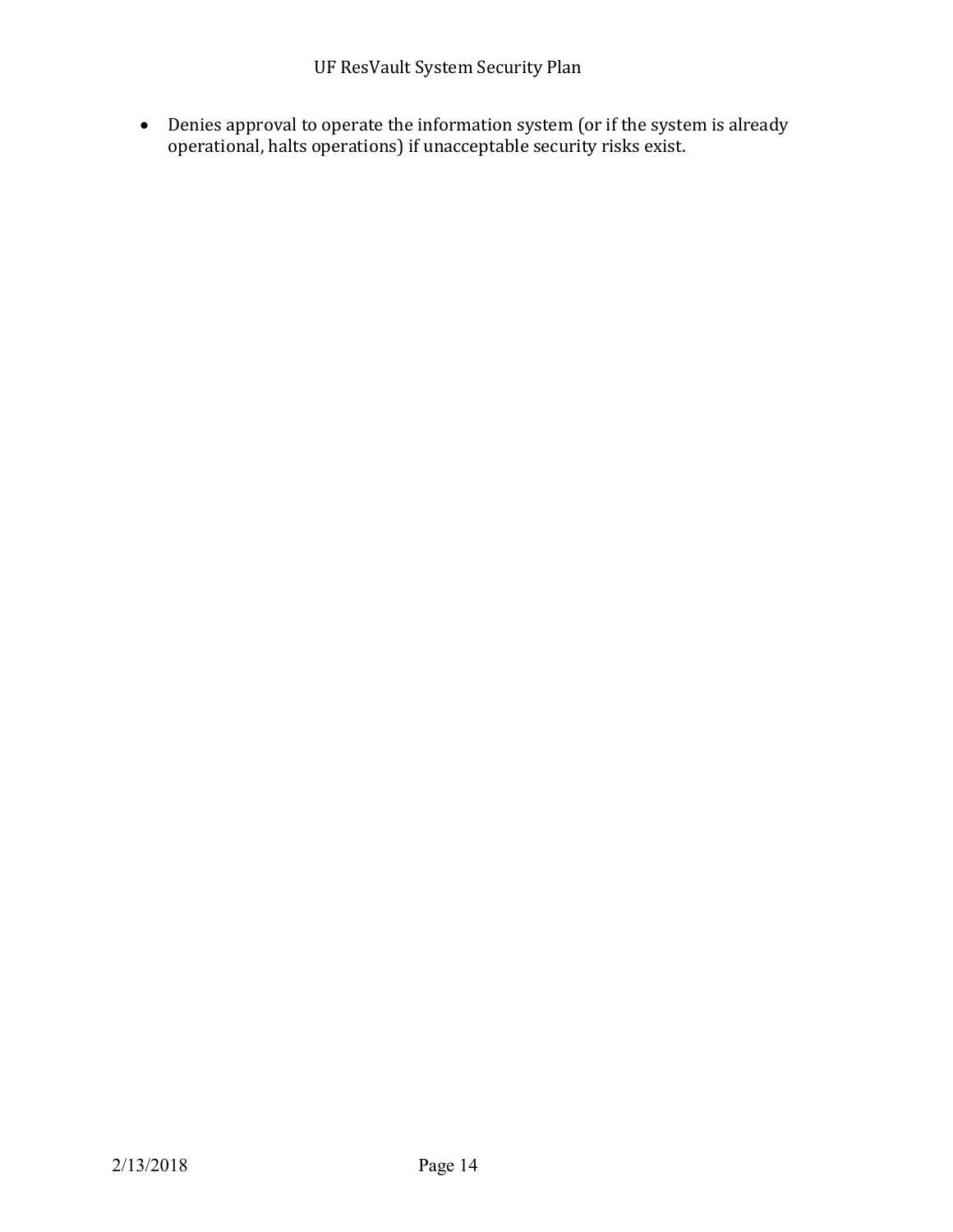- Denies approval to operate the information system (or if the system is already operational, halts operations) if unacceptable security risks exist.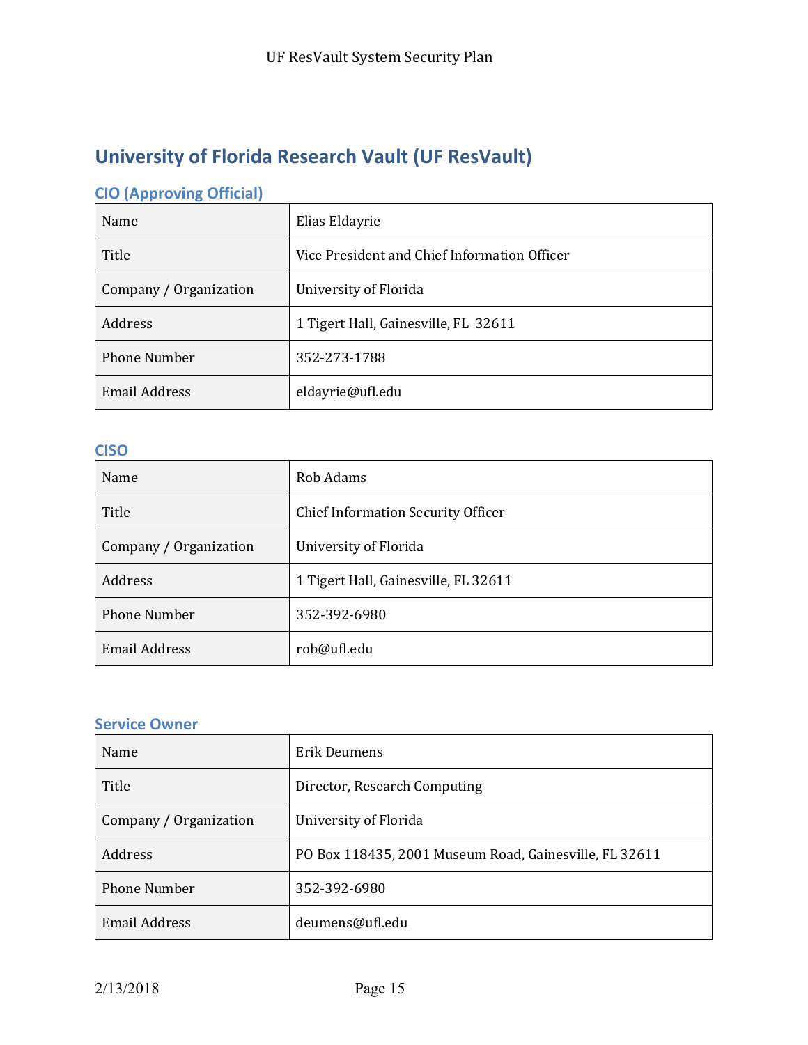## University of Florida Research Vault (UF ResVault)

### CIO (Approving Official)

| | |
|---|---|
| Name | Elias Eldayrie |
| Title | Vice President and Chief Information Officer |
| Company / Organization | University of Florida |
| Address | 1 Tigert Hall, Gainesville, FL 32611 |
| Phone Number | 352-273-1788 |
| Email Address | eldayrie@ufl.edu |

### CISO

| | |
|---|---|
| Name | Rob Adams |
| Title | Chief Information Security Officer |
| Company / Organization | University of Florida |
| Address | 1 Tigert Hall, Gainesville, FL 32611 |
| Phone Number | 352-392-6980 |
| Email Address | rob@ufl.edu |

### Service Owner

| | |
|---|---|
| Name | Erik Deumens |
| Title | Director, Research Computing |
| Company / Organization | University of Florida |
| Address | PO Box 118435, 2001 Museum Road, Gainesville, FL 32611 |
| Phone Number | 352-392-6980 |
| Email Address | deumens@ufl.edu |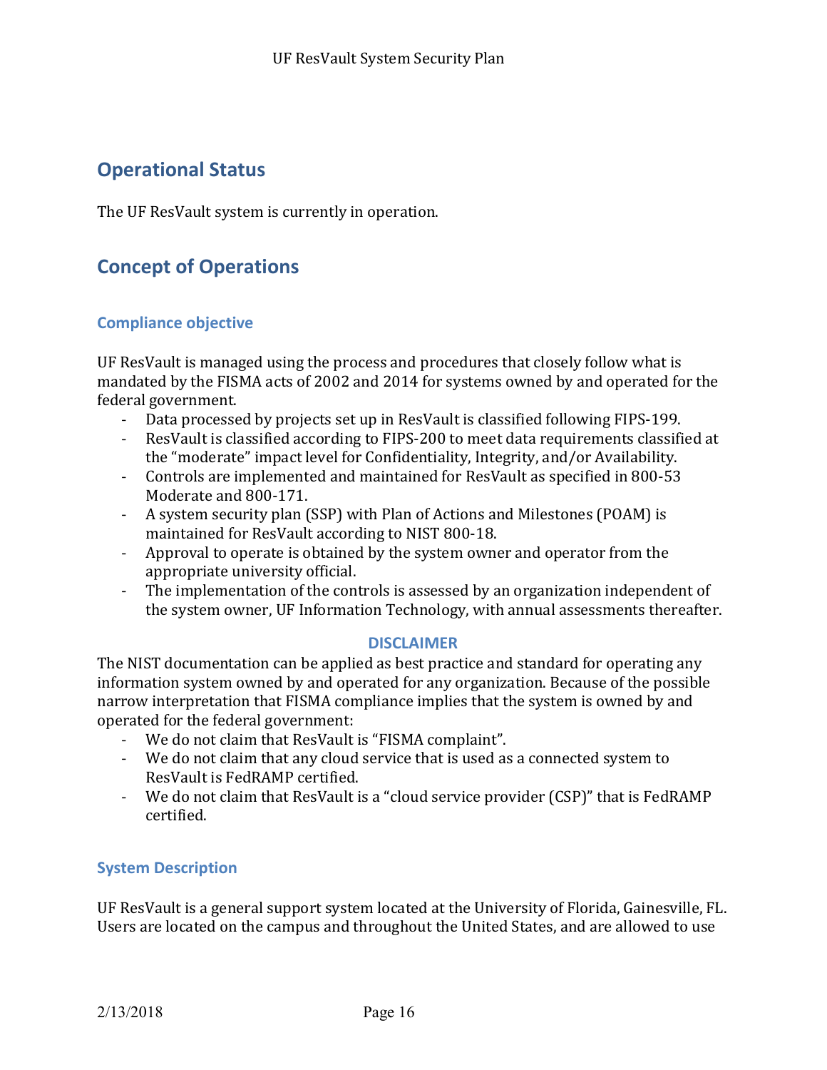## Operational Status

The UF ResVault system is currently in operation.

## Concept of Operations

### Compliance objective

UF ResVault is managed using the process and procedures that closely follow what is mandated by the FISMA acts of 2002 and 2014 for systems owned by and operated for the federal government.

- Data processed by projects set up in ResVault is classified following FIPS-199.
- ResVault is classified according to FIPS-200 to meet data requirements classified at the "moderate" impact level for Confidentiality, Integrity, and/or Availability.
- Controls are implemented and maintained for ResVault as specified in 800-53 Moderate and 800-171.
- A system security plan (SSP) with Plan of Actions and Milestones (POAM) is maintained for ResVault according to NIST 800-18.
- Approval to operate is obtained by the system owner and operator from the appropriate university official.
- The implementation of the controls is assessed by an organization independent of the system owner, UF Information Technology, with annual assessments thereafter.

**DISCLAIMER**

The NIST documentation can be applied as best practice and standard for operating any information system owned by and operated for any organization. Because of the possible narrow interpretation that FISMA compliance implies that the system is owned by and operated for the federal government:

- We do not claim that ResVault is "FISMA complaint".
- We do not claim that any cloud service that is used as a connected system to ResVault is FedRAMP certified.
- We do not claim that ResVault is a "cloud service provider (CSP)" that is FedRAMP certified.

### System Description

UF ResVault is a general support system located at the University of Florida, Gainesville, FL. Users are located on the campus and throughout the United States, and are allowed to use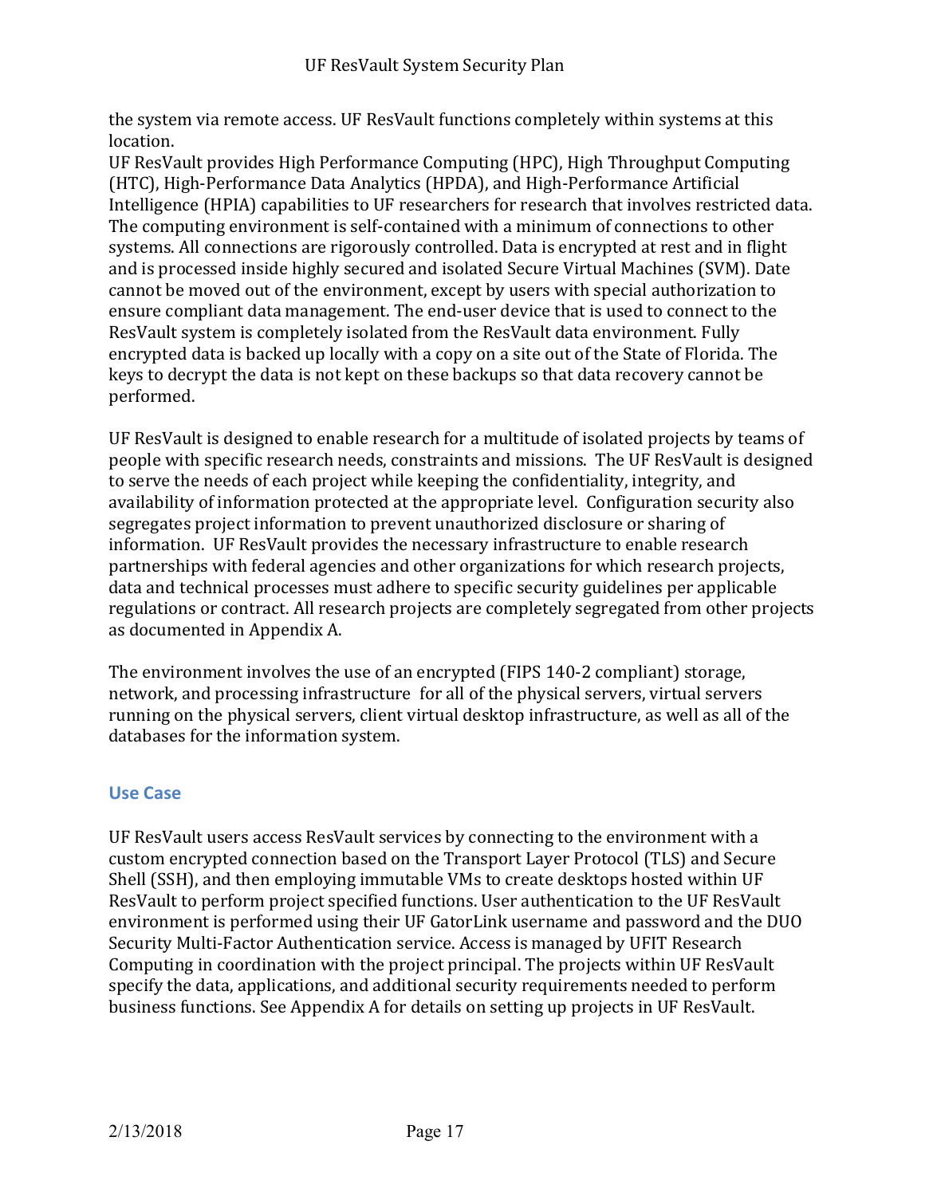the system via remote access. UF ResVault functions completely within systems at this location.
UF ResVault provides High Performance Computing (HPC), High Throughput Computing (HTC), High-Performance Data Analytics (HPDA), and High-Performance Artificial Intelligence (HPIA) capabilities to UF researchers for research that involves restricted data. The computing environment is self-contained with a minimum of connections to other systems. All connections are rigorously controlled. Data is encrypted at rest and in flight and is processed inside highly secured and isolated Secure Virtual Machines (SVM). Date cannot be moved out of the environment, except by users with special authorization to ensure compliant data management. The end-user device that is used to connect to the ResVault system is completely isolated from the ResVault data environment. Fully encrypted data is backed up locally with a copy on a site out of the State of Florida. The keys to decrypt the data is not kept on these backups so that data recovery cannot be performed.

UF ResVault is designed to enable research for a multitude of isolated projects by teams of people with specific research needs, constraints and missions. The UF ResVault is designed to serve the needs of each project while keeping the confidentiality, integrity, and availability of information protected at the appropriate level. Configuration security also segregates project information to prevent unauthorized disclosure or sharing of information. UF ResVault provides the necessary infrastructure to enable research partnerships with federal agencies and other organizations for which research projects, data and technical processes must adhere to specific security guidelines per applicable regulations or contract. All research projects are completely segregated from other projects as documented in Appendix A.

The environment involves the use of an encrypted (FIPS 140-2 compliant) storage, network, and processing infrastructure for all of the physical servers, virtual servers running on the physical servers, client virtual desktop infrastructure, as well as all of the databases for the information system.

## Use Case

UF ResVault users access ResVault services by connecting to the environment with a custom encrypted connection based on the Transport Layer Protocol (TLS) and Secure Shell (SSH), and then employing immutable VMs to create desktops hosted within UF ResVault to perform project specified functions. User authentication to the UF ResVault environment is performed using their UF GatorLink username and password and the DUO Security Multi-Factor Authentication service. Access is managed by UFIT Research Computing in coordination with the project principal. The projects within UF ResVault specify the data, applications, and additional security requirements needed to perform business functions. See Appendix A for details on setting up projects in UF ResVault.